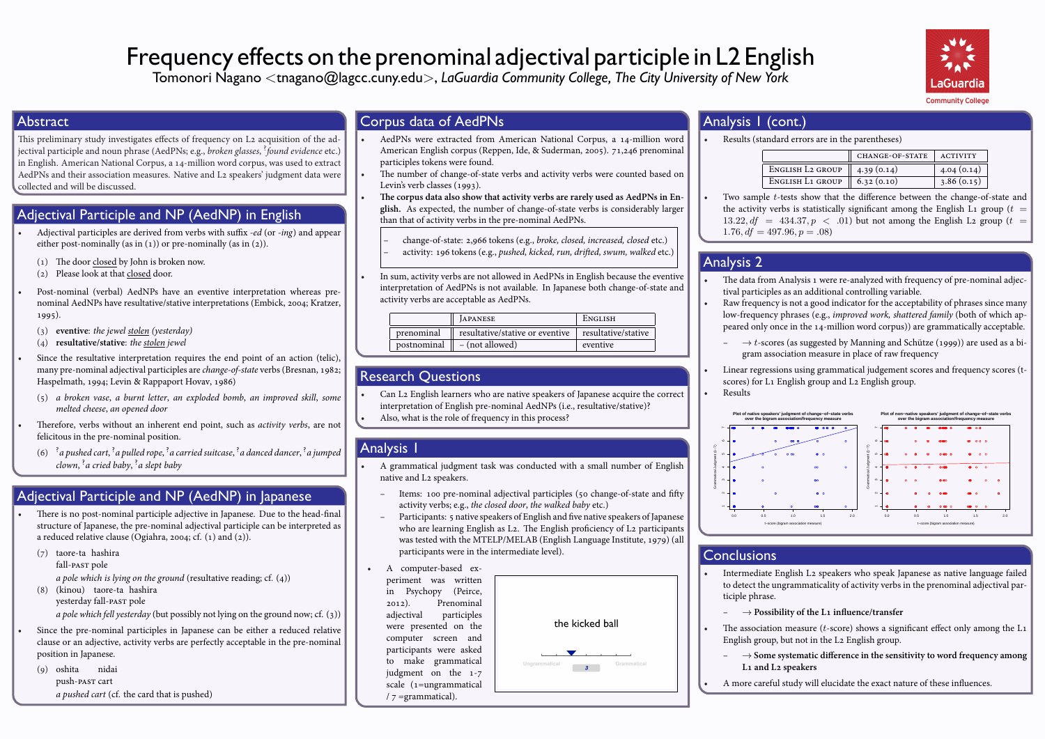# Frequency effects on the prenominal adjectival participle in L2 English

Tomonori Nagano <tnagano@lagcc.cuny.edu>, *LaGuardia Community College, The City University of New York*

## Abstract

This preliminary study investigates effects of frequency on L2 acquisition of the adjectival participle and noun phrase (AedPNs; e.g., *broken glasses*, *?found evidence* etc.) in English. American National Corpus, a 14-million word corpus, was used to extract AedPNs and their association measures. Native and L2 speakers' judgment data were collected and will be discussed.

## Adjectival Participle and NP (AedNP) in English

- Adjectival participles are derived from verbs with suffix *-ed* (or *-ing*) and appear either post-nominally (as in (1)) or pre-nominally (as in (2)).
  - (1) The door closed by John is broken now.
  - (2) Please look at that closed door.
- Post-nominal (verbal) AedNPs have an eventive interpretation whereas pre-nominal AedNPs have resultative/stative interpretations (Embick, 2004; Kratzer, 1995).
  - (3) **eventive**: *the jewel stolen (yesterday)*
  - (4) **resultative/stative**: *the stolen jewel*
- Since the resultative interpretation requires the end point of an action (telic), many pre-nominal adjectival participles are *change-of-state* verbs (Bresnan, 1982; Haspelmath, 1994; Levin & Rappaport Hovav, 1986)
  - (5) *a broken vase, a burnt letter, an exploded bomb, an improved skill, some melted cheese, an opened door*
- Therefore, verbs without an inherent end point, such as *activity verbs*, are not felicitous in the pre-nominal position.
  - (6) *?a pushed cart, ?a pulled rope, ?a carried suitcase, ?a danced dancer, ?a jumped clown, ?a cried baby, ?a slept baby*

## Adjectival Participle and NP (AedNP) in Japanese

- There is no post-nominal participle adjective in Japanese. Due to the head-final structure of Japanese, the pre-nominal adjectival participle can be interpreted as a reduced relative clause (Ogiahra, 2004; cf. (1) and (2)).
  - (7) taore-ta hashira
    fall-PAST pole
    *a pole which is lying on the ground* (resultative reading; cf. (4))
  - (8) (kinou) taore-ta hashira
    yesterday fall-PAST pole
    *a pole which fell yesterday* (but possibly not lying on the ground now; cf. (3))
- Since the pre-nominal participles in Japanese can be either a reduced relative clause or an adjective, activity verbs are perfectly acceptable in the pre-nominal position in Japanese.
  - (9) oshita nidai
    push-PAST cart
    *a pushed cart* (cf. the card that is pushed)

## Corpus data of AedPNs

- AedPNs were extracted from American National Corpus, a 14-million word American English corpus (Reppen, Ide, & Suderman, 2005). 71,246 prenominal participles tokens were found.
- The number of change-of-state verbs and activity verbs were counted based on Levin's verb classes (1993).
- **The corpus data also show that activity verbs are rarely used as AedPNs in English.** As expected, the number of change-of-state verbs is considerably larger than that of activity verbs in the pre-nominal AedPNs.
  - change-of-state: 2,966 tokens (e.g., *broke, closed, increased, closed* etc.)
  - activity: 196 tokens (e.g., *pushed, kicked, run, drifted, swum, walked* etc.)
- In sum, activity verbs are not allowed in AedPNs in English because the eventive interpretation of AedPNs is not available. In Japanese both change-of-state and activity verbs are acceptable as AedPNs.

| | Japanese | English |
|---|---|---|
| prenominal | resultative/stative or eventive | resultative/stative |
| postnominal | – (not allowed) | eventive |

## Research Questions

- Can L2 English learners who are native speakers of Japanese acquire the correct interpretation of English pre-nominal AedNPs (i.e., resultative/stative)?
- Also, what is the role of frequency in this process?

## Analysis I

- A grammatical judgment task was conducted with a small number of English native and L2 speakers.
  - Items: 100 pre-nominal adjectival participles (50 change-of-state and fifty activity verbs; e.g., *the closed door, the walked baby* etc.)
  - Participants: 5 native speakers of English and five native speakers of Japanese who are learning English as L2. The English proficiency of L2 participants was tested with the MTELP/MELAB (English Language Institute, 1979) (all participants were in the intermediate level).
- A computer-based experiment was written in Psychopy (Peirce, 2012). Prenominal adjectival participles were presented on the computer screen and participants were asked to make grammatical judgment on the 1-7 scale (1=ungrammatical / 7 =grammatical).

## Analysis I (cont.)

- Results (standard errors are in the parentheses)

| | change-of-state | activity |
|---|---|---|
| English L2 group | 4.39 (0.14) | 4.04 (0.14) |
| English L1 group | 6.32 (0.10) | 3.86 (0.15) |

- Two sample $t$-tests show that the difference between the change-of-state and the activity verbs is statistically significant among the English L1 group ($t = 13.22, df = 434.37, p < .01$) but not among the English L2 group ($t = 1.76, df = 497.96, p = .08$)

## Analysis 2

- The data from Analysis 1 were re-analyzed with frequency of pre-nominal adjectival participles as an additional controlling variable.
- Raw frequency is not a good indicator for the acceptability of phrases since many low-frequency phrases (e.g., *improved work, shattered family* (both of which appeared only once in the 14-million word corpus)) are grammatically acceptable.
  - → $t$-scores (as suggested by Manning and Schütze (1999)) are used as a bigram association measure in place of raw frequency
- Linear regressions using grammatical judgement scores and frequency scores (t-scores) for L1 English group and L2 English group.
- Results

## Conclusions

- Intermediate English L2 speakers who speak Japanese as native language failed to detect the ungrammaticality of activity verbs in the prenominal adjectival participle phrase.
  - → **Possibility of the L1 influence/transfer**
- The association measure ($t$-score) shows a significant effect only among the L1 English group, but not in the L2 English group.
  - → **Some systematic difference in the sensitivity to word frequency among L1 and L2 speakers**
- A more careful study will elucidate the exact nature of these influences.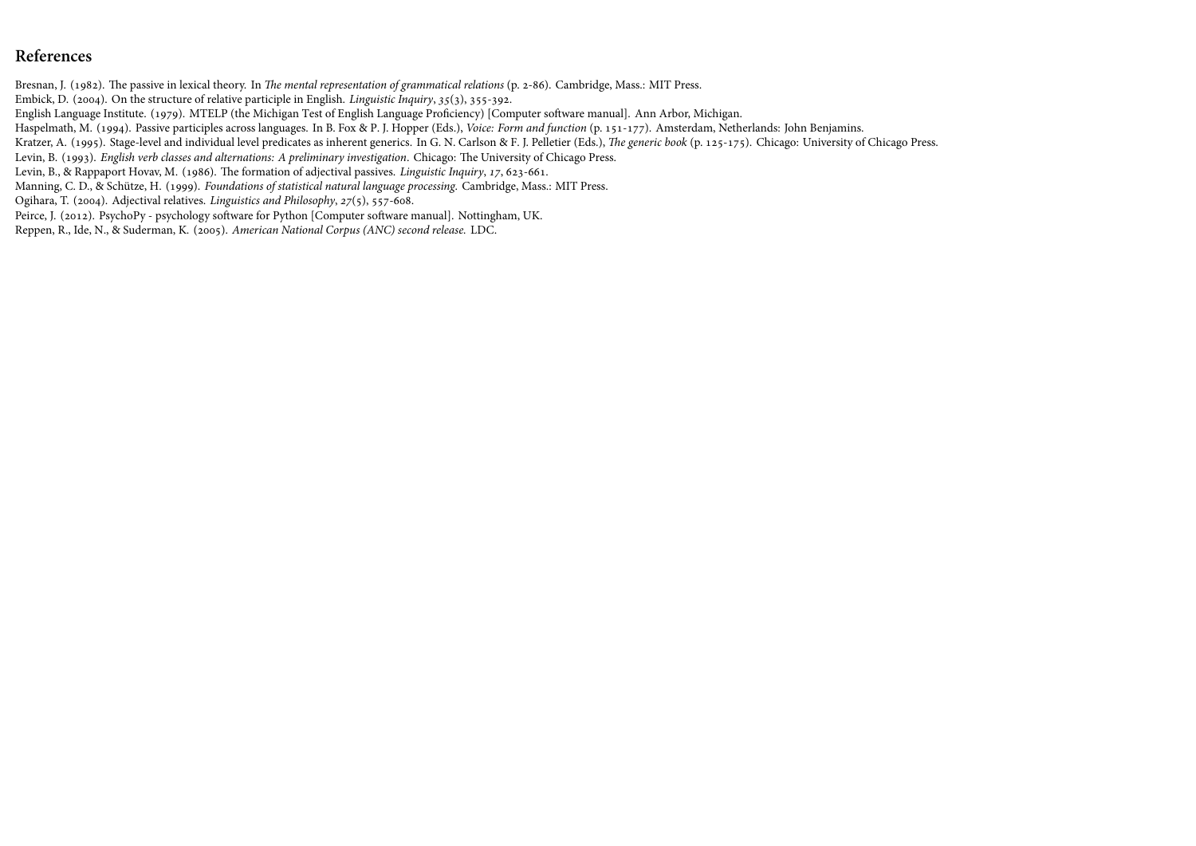## References

Bresnan, J. (1982). The passive in lexical theory. In *The mental representation of grammatical relations* (p. 2-86). Cambridge, Mass.: MIT Press.

Embick, D. (2004). On the structure of relative participle in English. *Linguistic Inquiry*, *35*(3), 355-392.

English Language Institute. (1979). MTELP (the Michigan Test of English Language Proficiency) [Computer software manual]. Ann Arbor, Michigan.

Haspelmath, M. (1994). Passive participles across languages. In B. Fox & P. J. Hopper (Eds.), *Voice: Form and function* (p. 151-177). Amsterdam, Netherlands: John Benjamins.

Kratzer, A. (1995). Stage-level and individual level predicates as inherent generics. In G. N. Carlson & F. J. Pelletier (Eds.), *The generic book* (p. 125-175). Chicago: University of Chicago Press.

Levin, B. (1993). *English verb classes and alternations: A preliminary investigation*. Chicago: The University of Chicago Press.

Levin, B., & Rappaport Hovav, M. (1986). The formation of adjectival passives. *Linguistic Inquiry*, *17*, 623-661.

Manning, C. D., & Schütze, H. (1999). *Foundations of statistical natural language processing.* Cambridge, Mass.: MIT Press.

Ogihara, T. (2004). Adjectival relatives. *Linguistics and Philosophy*, *27*(5), 557-608.

Peirce, J. (2012). PsychoPy - psychology software for Python [Computer software manual]. Nottingham, UK.

Reppen, R., Ide, N., & Suderman, K. (2005). *American National Corpus (ANC) second release.* LDC.